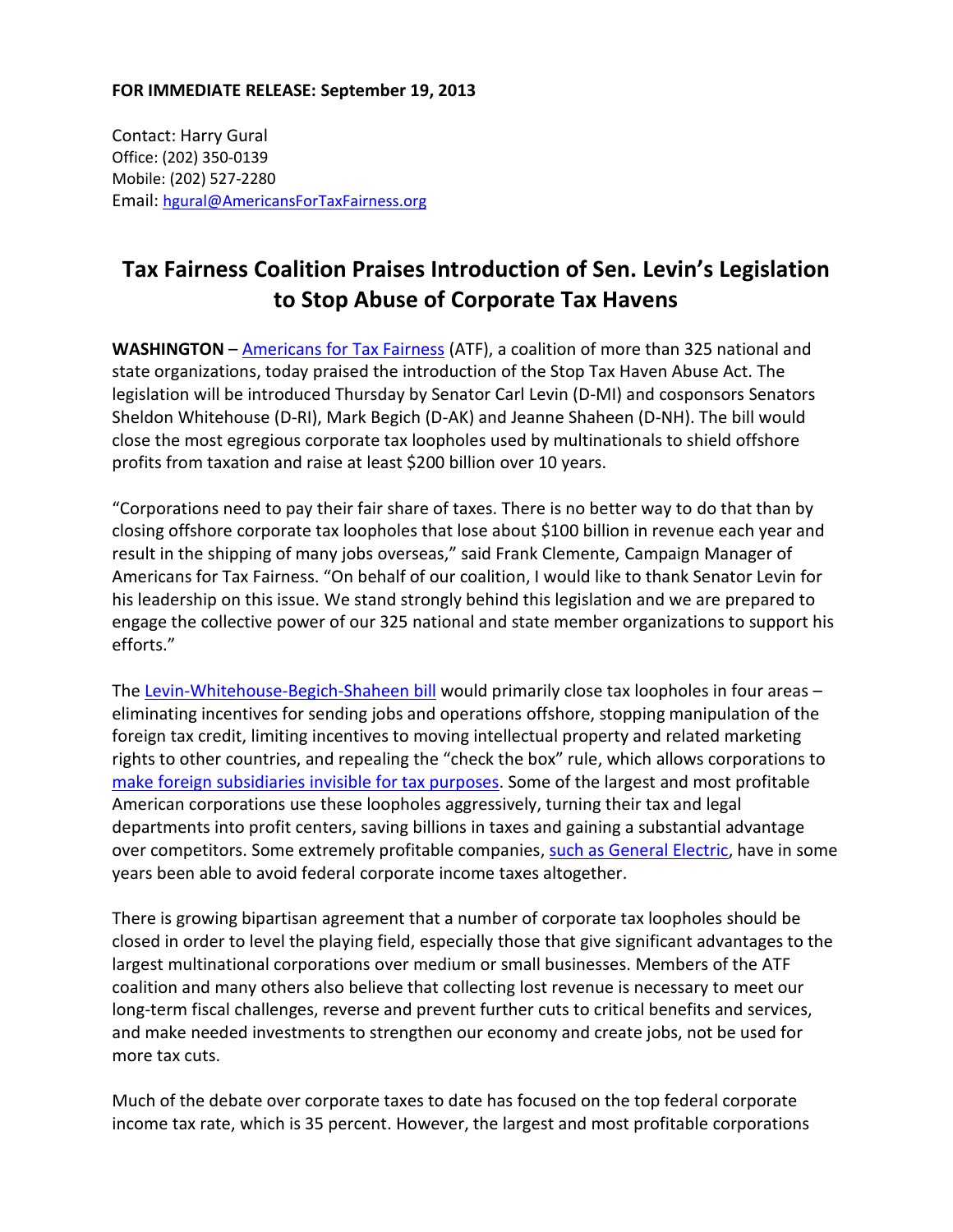**FOR IMMEDIATE RELEASE: September 19, 2013**

Contact: Harry Gural
Office: (202) 350-0139
Mobile: (202) 527-2280
Email: hgural@AmericansForTaxFairness.org

# Tax Fairness Coalition Praises Introduction of Sen. Levin's Legislation to Stop Abuse of Corporate Tax Havens

**WASHINGTON** – Americans for Tax Fairness (ATF), a coalition of more than 325 national and state organizations, today praised the introduction of the Stop Tax Haven Abuse Act. The legislation will be introduced Thursday by Senator Carl Levin (D-MI) and cosponsors Senators Sheldon Whitehouse (D-RI), Mark Begich (D-AK) and Jeanne Shaheen (D-NH). The bill would close the most egregious corporate tax loopholes used by multinationals to shield offshore profits from taxation and raise at least $200 billion over 10 years.

"Corporations need to pay their fair share of taxes. There is no better way to do that than by closing offshore corporate tax loopholes that lose about $100 billion in revenue each year and result in the shipping of many jobs overseas," said Frank Clemente, Campaign Manager of Americans for Tax Fairness. "On behalf of our coalition, I would like to thank Senator Levin for his leadership on this issue. We stand strongly behind this legislation and we are prepared to engage the collective power of our 325 national and state member organizations to support his efforts."

The Levin-Whitehouse-Begich-Shaheen bill would primarily close tax loopholes in four areas – eliminating incentives for sending jobs and operations offshore, stopping manipulation of the foreign tax credit, limiting incentives to moving intellectual property and related marketing rights to other countries, and repealing the "check the box" rule, which allows corporations to make foreign subsidiaries invisible for tax purposes. Some of the largest and most profitable American corporations use these loopholes aggressively, turning their tax and legal departments into profit centers, saving billions in taxes and gaining a substantial advantage over competitors. Some extremely profitable companies, such as General Electric, have in some years been able to avoid federal corporate income taxes altogether.

There is growing bipartisan agreement that a number of corporate tax loopholes should be closed in order to level the playing field, especially those that give significant advantages to the largest multinational corporations over medium or small businesses. Members of the ATF coalition and many others also believe that collecting lost revenue is necessary to meet our long-term fiscal challenges, reverse and prevent further cuts to critical benefits and services, and make needed investments to strengthen our economy and create jobs, not be used for more tax cuts.

Much of the debate over corporate taxes to date has focused on the top federal corporate income tax rate, which is 35 percent. However, the largest and most profitable corporations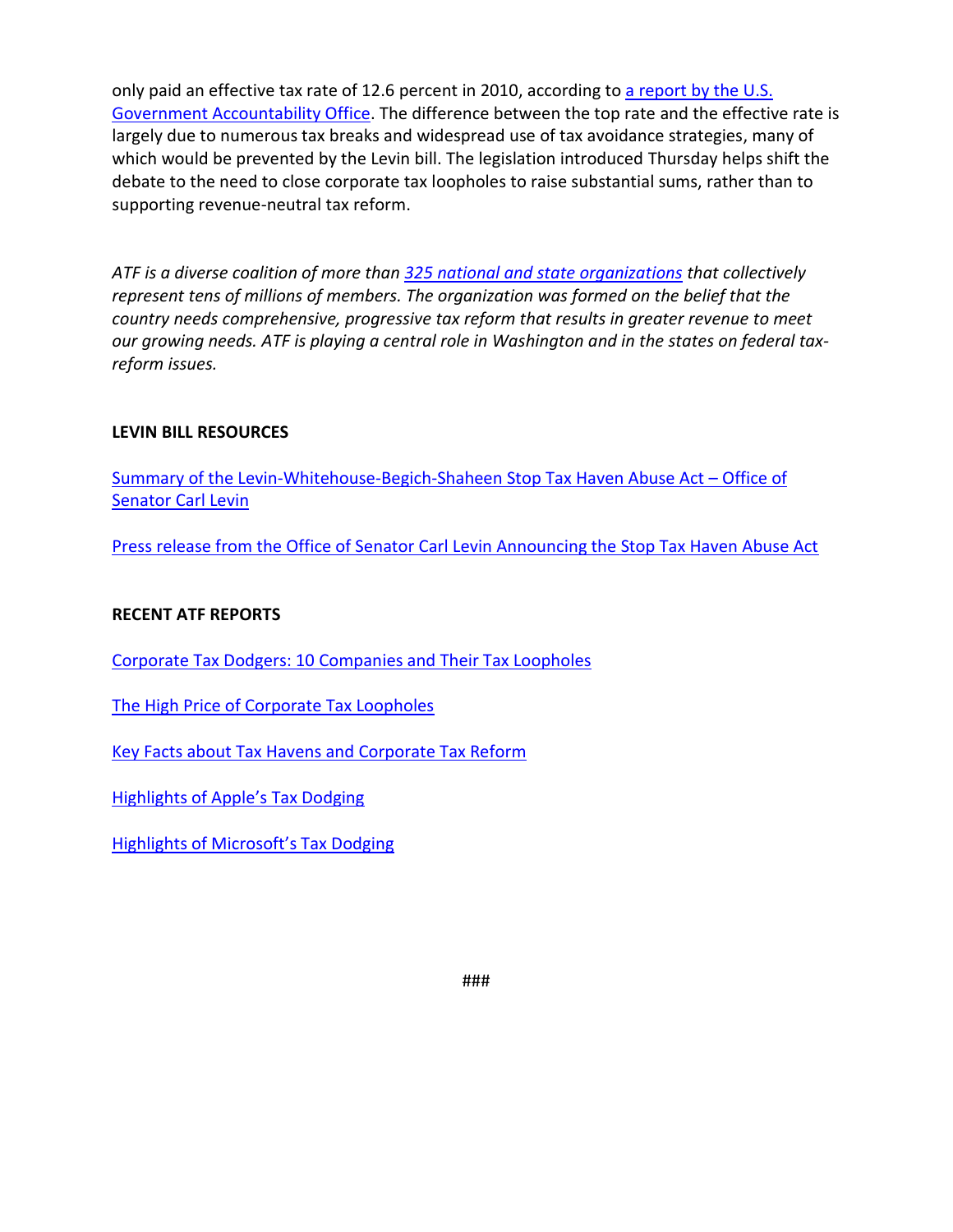only paid an effective tax rate of 12.6 percent in 2010, according to a report by the U.S. Government Accountability Office. The difference between the top rate and the effective rate is largely due to numerous tax breaks and widespread use of tax avoidance strategies, many of which would be prevented by the Levin bill. The legislation introduced Thursday helps shift the debate to the need to close corporate tax loopholes to raise substantial sums, rather than to supporting revenue-neutral tax reform.

*ATF is a diverse coalition of more than 325 national and state organizations that collectively represent tens of millions of members. The organization was formed on the belief that the country needs comprehensive, progressive tax reform that results in greater revenue to meet our growing needs. ATF is playing a central role in Washington and in the states on federal tax-reform issues.*

**LEVIN BILL RESOURCES**

Summary of the Levin-Whitehouse-Begich-Shaheen Stop Tax Haven Abuse Act – Office of Senator Carl Levin

Press release from the Office of Senator Carl Levin Announcing the Stop Tax Haven Abuse Act

**RECENT ATF REPORTS**

Corporate Tax Dodgers: 10 Companies and Their Tax Loopholes

The High Price of Corporate Tax Loopholes

Key Facts about Tax Havens and Corporate Tax Reform

Highlights of Apple's Tax Dodging

Highlights of Microsoft's Tax Dodging

###